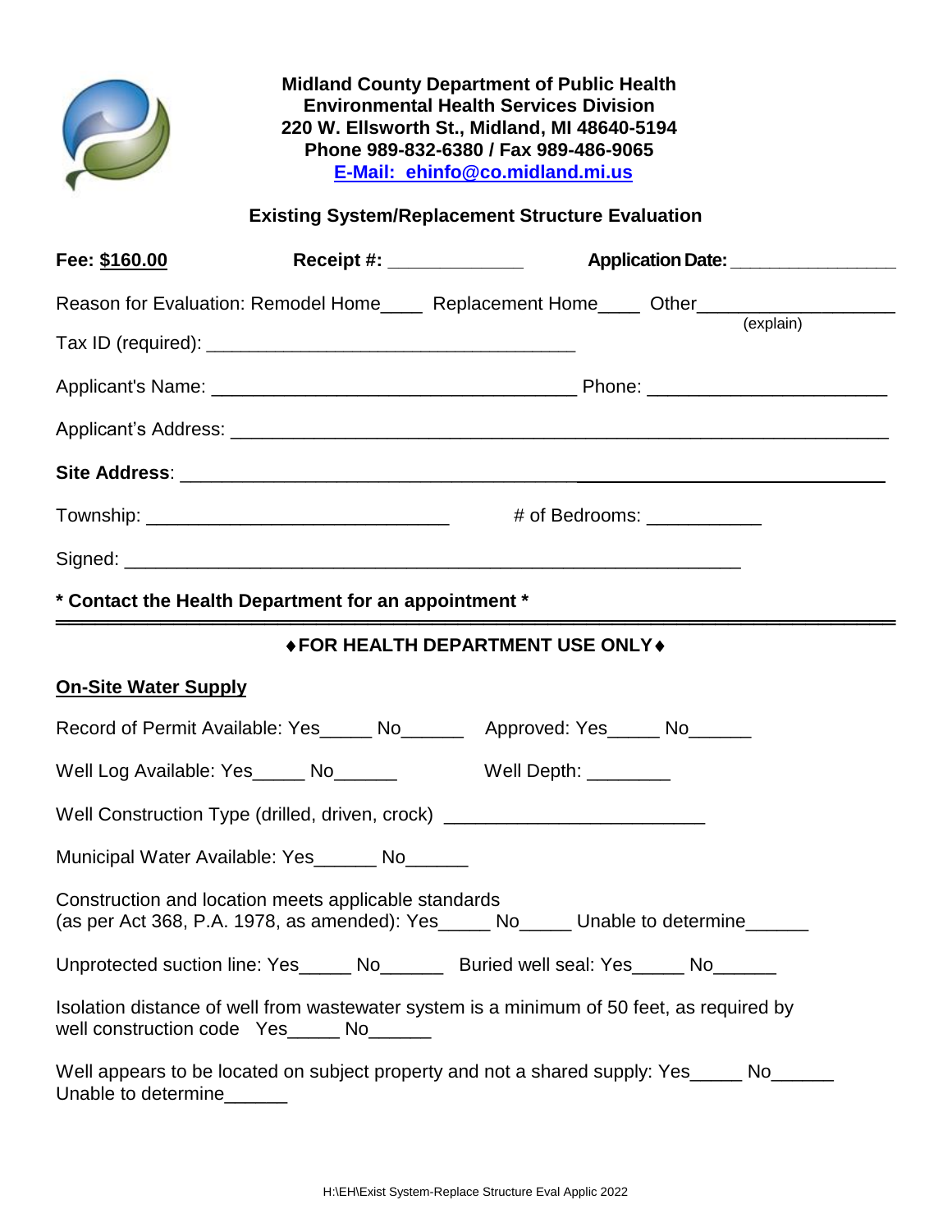**Midland County Department of Public Health**
**Environmental Health Services Division**
**220 W. Ellsworth St., Midland, MI 48640-5194**
**Phone 989-832-6380 / Fax 989-486-9065**
**E-Mail: ehinfo@co.midland.mi.us**

## Existing System/Replacement Structure Evaluation

**Fee: $160.00** **Receipt #:** _____________ **Application Date:** ________________

Reason for Evaluation: Remodel Home____ Replacement Home____ Other__________________ (explain)

Tax ID (required): ___________________________________

Applicant's Name: ___________________________________ Phone: _______________________

Applicant's Address: _______________________________________________________________

**Site Address**: ___________________________________________________________________

Township: _____________________________ # of Bedrooms: ___________

Signed: ___________________________________________________________

**\* Contact the Health Department for an appointment \***

---

### ♦FOR HEALTH DEPARTMENT USE ONLY♦

**On-Site Water Supply**

Record of Permit Available: Yes_____ No______ Approved: Yes_____ No______

Well Log Available: Yes_____ No______ Well Depth: ________

Well Construction Type (drilled, driven, crock) _________________________

Municipal Water Available: Yes______ No______

Construction and location meets applicable standards (as per Act 368, P.A. 1978, as amended): Yes_____ No_____ Unable to determine______

Unprotected suction line: Yes_____ No______ Buried well seal: Yes_____ No______

Isolation distance of well from wastewater system is a minimum of 50 feet, as required by well construction code Yes_____ No______

Well appears to be located on subject property and not a shared supply: Yes_____ No______ Unable to determine______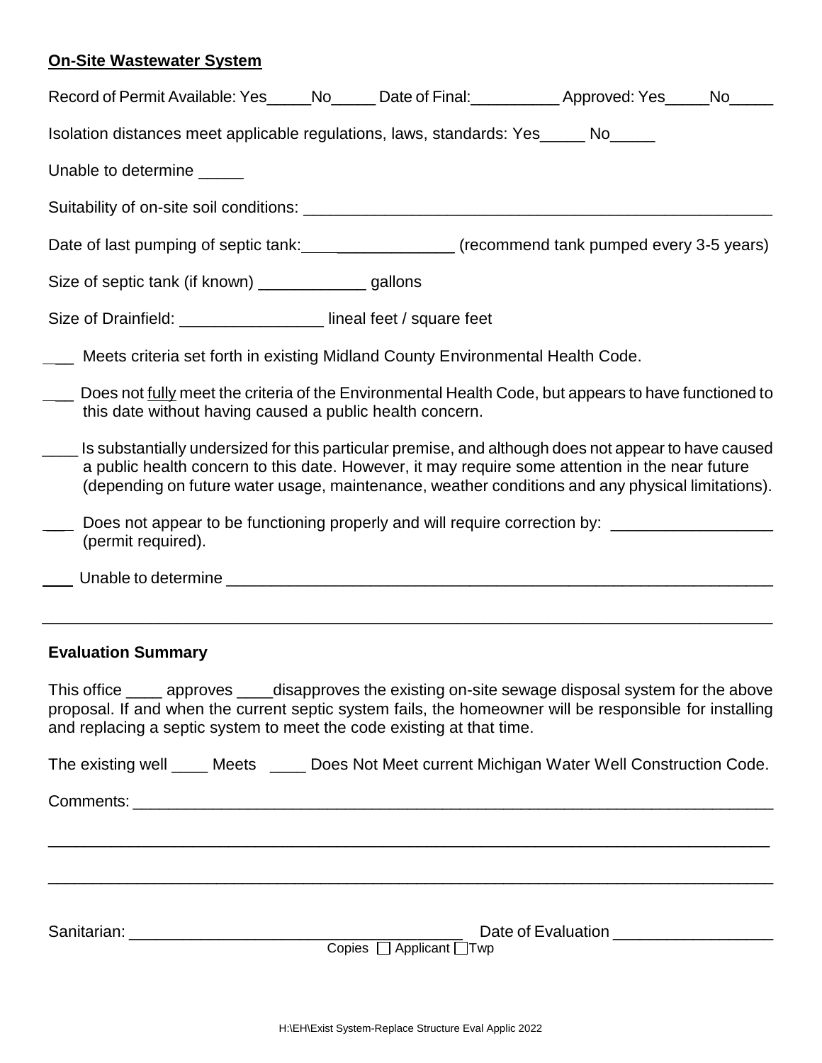**On-Site Wastewater System**

Record of Permit Available: Yes_____No_____ Date of Final:__________ Approved: Yes_____No_____

Isolation distances meet applicable regulations, laws, standards: Yes_____ No_____

Unable to determine _____

Suitability of on-site soil conditions: ______________________________________________________

Date of last pumping of septic tank:_________________ (recommend tank pumped every 3-5 years)

Size of septic tank (if known) ____________ gallons

Size of Drainfield: ________________ lineal feet / square feet

___ Meets criteria set forth in existing Midland County Environmental Health Code.

___ Does not fully meet the criteria of the Environmental Health Code, but appears to have functioned to this date without having caused a public health concern.

____ Is substantially undersized for this particular premise, and although does not appear to have caused a public health concern to this date. However, it may require some attention in the near future (depending on future water usage, maintenance, weather conditions and any physical limitations).

___ Does not appear to be functioning properly and will require correction by: __________________ (permit required).

___ Unable to determine _________________________________________________________________

_____________________________________________________________________________________

**Evaluation Summary**

This office ____ approves ____disapproves the existing on-site sewage disposal system for the above proposal. If and when the current septic system fails, the homeowner will be responsible for installing and replacing a septic system to meet the code existing at that time.

The existing well ____ Meets ____ Does Not Meet current Michigan Water Well Construction Code.

Comments: ___________________________________________________________________________

_____________________________________________________________________________________

_____________________________________________________________________________________

Sanitarian: ______________________________________ Date of Evaluation __________________

Copies ☐ Applicant ☐ Twp

H:\EH\Exist System-Replace Structure Eval Applic 2022